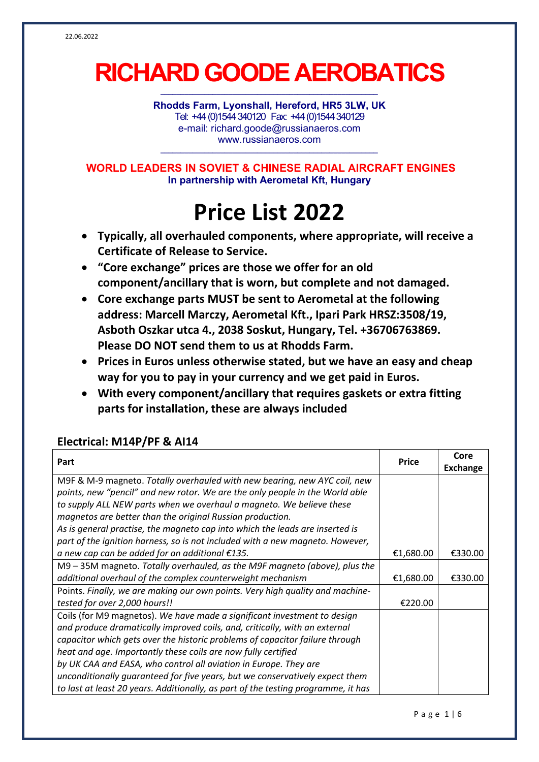22.06.2022

# RICHARD GOODE AEROBATICS

**Rhodds Farm, Lyonshall, Hereford, HR5 3LW, UK**
Tel: +44 (0)1544 340120 Fax: +44 (0)1544 340129
e-mail: richard.goode@russianaeros.com
www.russianaeros.com

**WORLD LEADERS IN SOVIET & CHINESE RADIAL AIRCRAFT ENGINES**
**In partnership with Aerometal Kft, Hungary**

# Price List 2022

- **Typically, all overhauled components, where appropriate, will receive a Certificate of Release to Service.**
- **"Core exchange" prices are those we offer for an old component/ancillary that is worn, but complete and not damaged.**
- **Core exchange parts MUST be sent to Aerometal at the following address: Marcell Marczy, Aerometal Kft., Ipari Park HRSZ:3508/19, Asboth Oszkar utca 4., 2038 Soskut, Hungary, Tel. +36706763869. Please DO NOT send them to us at Rhodds Farm.**
- **Prices in Euros unless otherwise stated, but we have an easy and cheap way for you to pay in your currency and we get paid in Euros.**
- **With every component/ancillary that requires gaskets or extra fitting parts for installation, these are always included**

## Electrical: M14P/PF & AI14

| Part | Price | Core Exchange |
|---|---|---|
| M9F & M-9 magneto. *Totally overhauled with new bearing, new AYC coil, new points, new "pencil" and new rotor. We are the only people in the World able to supply ALL NEW parts when we overhaul a magneto. We believe these magnetos are better than the original Russian production. As is general practise, the magneto cap into which the leads are inserted is part of the ignition harness, so is not included with a new magneto. However, a new cap can be added for an additional €135.* | €1,680.00 | €330.00 |
| M9 – 35M magneto. *Totally overhauled, as the M9F magneto (above), plus the additional overhaul of the complex counterweight mechanism* | €1,680.00 | €330.00 |
| Points. *Finally, we are making our own points. Very high quality and machine-tested for over 2,000 hours!!* | €220.00 | |
| Coils (for M9 magnetos). *We have made a significant investment to design and produce dramatically improved coils, and, critically, with an external capacitor which gets over the historic problems of capacitor failure through heat and age. Importantly these coils are now fully certified by UK CAA and EASA, who control all aviation in Europe. They are unconditionally guaranteed for five years, but we conservatively expect them to last at least 20 years. Additionally, as part of the testing programme, it has* | | |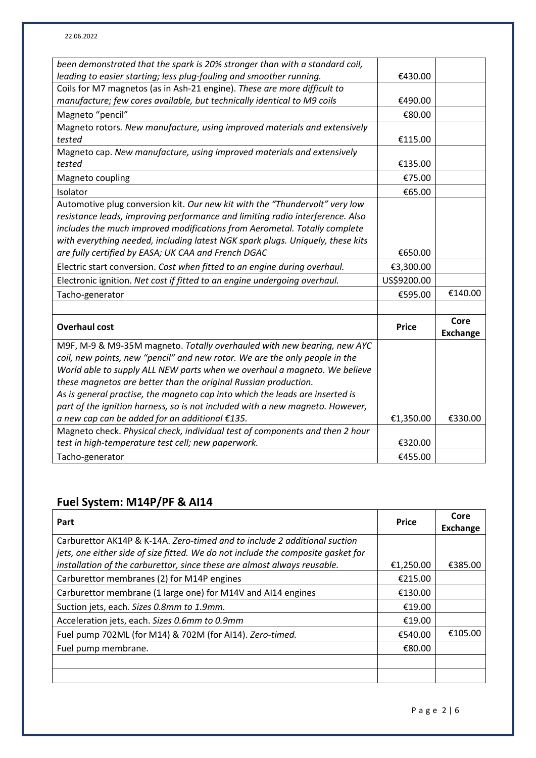| | | |
|---|---|---|
| *been demonstrated that the spark is 20% stronger than with a standard coil, leading to easier starting; less plug-fouling and smoother running.* | €430.00 | |
| Coils for M7 magnetos (as in Ash-21 engine). *These are more difficult to manufacture; few cores available, but technically identical to M9 coils* | €490.00 | |
| Magneto "pencil" | €80.00 | |
| Magneto rotors. *New manufacture, using improved materials and extensively tested* | €115.00 | |
| Magneto cap. *New manufacture, using improved materials and extensively tested* | €135.00 | |
| Magneto coupling | €75.00 | |
| Isolator | €65.00 | |
| Automotive plug conversion kit. *Our new kit with the "Thundervolt" very low resistance leads, improving performance and limiting radio interference. Also includes the much improved modifications from Aerometal. Totally complete with everything needed, including latest NGK spark plugs. Uniquely, these kits are fully certified by EASA; UK CAA and French DGAC* | €650.00 | |
| Electric start conversion. *Cost when fitted to an engine during overhaul.* | €3,300.00 | |
| Electronic ignition. *Net cost if fitted to an engine undergoing overhaul.* | US$9200.00 | |
| Tacho-generator | €595.00 | €140.00 |
| | | |
| **Overhaul cost** | **Price** | **Core Exchange** |
| M9F, M-9 & M9-35M magneto. *Totally overhauled with new bearing, new AYC coil, new points, new "pencil" and new rotor. We are the only people in the World able to supply ALL NEW parts when we overhaul a magneto. We believe these magnetos are better than the original Russian production. As is general practise, the magneto cap into which the leads are inserted is part of the ignition harness, so is not included with a new magneto. However, a new cap can be added for an additional €135.* | €1,350.00 | €330.00 |
| Magneto check. *Physical check, individual test of components and then 2 hour test in high-temperature test cell; new paperwork.* | €320.00 | |
| Tacho-generator | €455.00 | |

## Fuel System: M14P/PF & AI14

| Part | Price | Core Exchange |
|---|---|---|
| Carburettor AK14P & K-14A. *Zero-timed and to include 2 additional suction jets, one either side of size fitted. We do not include the composite gasket for installation of the carburettor, since these are almost always reusable.* | €1,250.00 | €385.00 |
| Carburettor membranes (2) for M14P engines | €215.00 | |
| Carburettor membrane (1 large one) for M14V and AI14 engines | €130.00 | |
| Suction jets, each. *Sizes 0.8mm to 1.9mm.* | €19.00 | |
| Acceleration jets, each. *Sizes 0.6mm to 0.9mm* | €19.00 | |
| Fuel pump 702ML (for M14) & 702M (for AI14). *Zero-timed.* | €540.00 | €105.00 |
| Fuel pump membrane. | €80.00 | |
| | | |
| | | |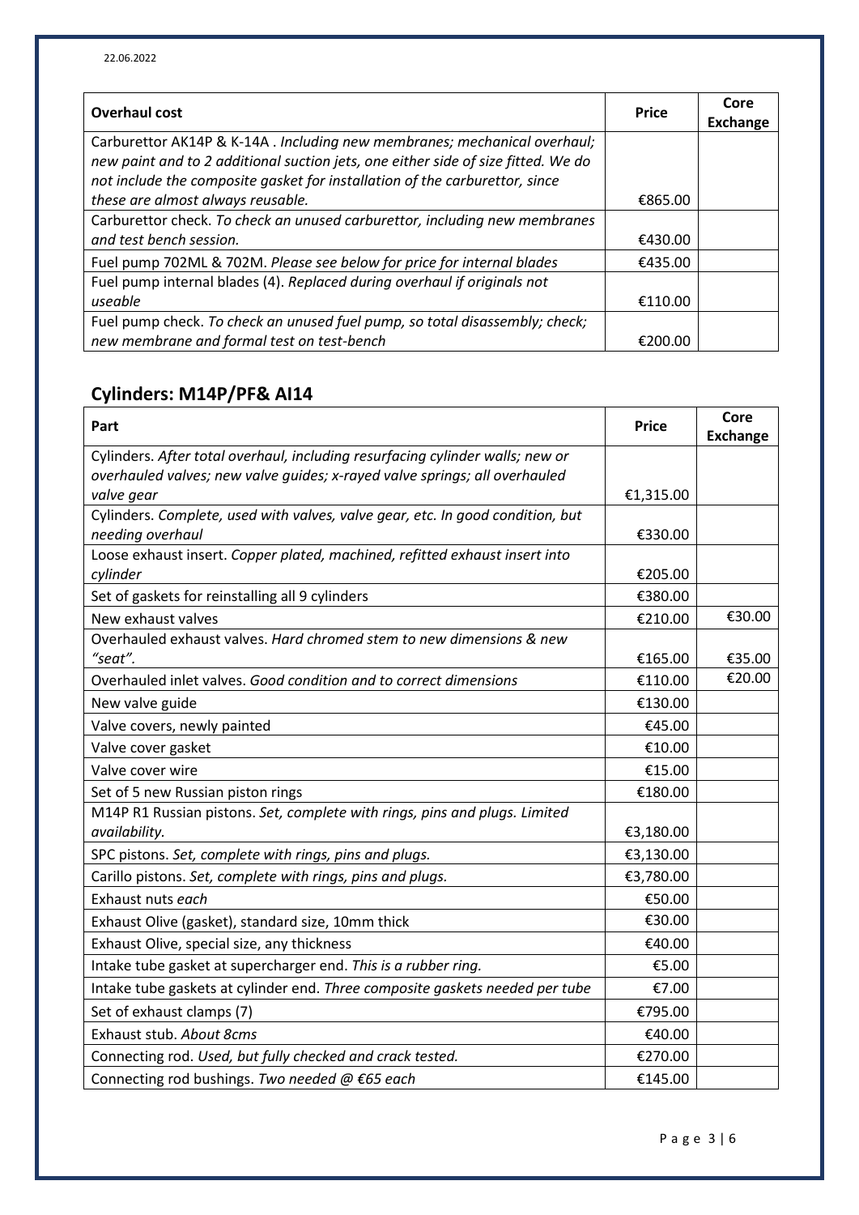22.06.2022

| **Overhaul cost** | **Price** | **Core Exchange** |
|---|---|---|
| Carburettor AK14P & K-14A . *Including new membranes; mechanical overhaul; new paint and to 2 additional suction jets, one either side of size fitted. We do not include the composite gasket for installation of the carburettor, since these are almost always reusable.* | €865.00 | |
| Carburettor check. *To check an unused carburettor, including new membranes and test bench session.* | €430.00 | |
| Fuel pump 702ML & 702M. *Please see below for price for internal blades* | €435.00 | |
| Fuel pump internal blades (4). *Replaced during overhaul if originals not useable* | €110.00 | |
| Fuel pump check. *To check an unused fuel pump, so total disassembly; check; new membrane and formal test on test-bench* | €200.00 | |

## Cylinders: M14P/PF& AI14

| **Part** | **Price** | **Core Exchange** |
|---|---|---|
| Cylinders. *After total overhaul, including resurfacing cylinder walls; new or overhauled valves; new valve guides; x-rayed valve springs; all overhauled valve gear* | €1,315.00 | |
| Cylinders. *Complete, used with valves, valve gear, etc. In good condition, but needing overhaul* | €330.00 | |
| Loose exhaust insert. *Copper plated, machined, refitted exhaust insert into cylinder* | €205.00 | |
| Set of gaskets for reinstalling all 9 cylinders | €380.00 | |
| New exhaust valves | €210.00 | €30.00 |
| Overhauled exhaust valves. *Hard chromed stem to new dimensions & new "seat".* | €165.00 | €35.00 |
| Overhauled inlet valves. *Good condition and to correct dimensions* | €110.00 | €20.00 |
| New valve guide | €130.00 | |
| Valve covers, newly painted | €45.00 | |
| Valve cover gasket | €10.00 | |
| Valve cover wire | €15.00 | |
| Set of 5 new Russian piston rings | €180.00 | |
| M14P R1 Russian pistons. *Set, complete with rings, pins and plugs. Limited availability.* | €3,180.00 | |
| SPC pistons. *Set, complete with rings, pins and plugs.* | €3,130.00 | |
| Carillo pistons. *Set, complete with rings, pins and plugs.* | €3,780.00 | |
| Exhaust nuts *each* | €50.00 | |
| Exhaust Olive (gasket), standard size, 10mm thick | €30.00 | |
| Exhaust Olive, special size, any thickness | €40.00 | |
| Intake tube gasket at supercharger end. *This is a rubber ring.* | €5.00 | |
| Intake tube gaskets at cylinder end. *Three composite gaskets needed per tube* | €7.00 | |
| Set of exhaust clamps (7) | €795.00 | |
| Exhaust stub. *About 8cms* | €40.00 | |
| Connecting rod. *Used, but fully checked and crack tested.* | €270.00 | |
| Connecting rod bushings. *Two needed @ €65 each* | €145.00 | |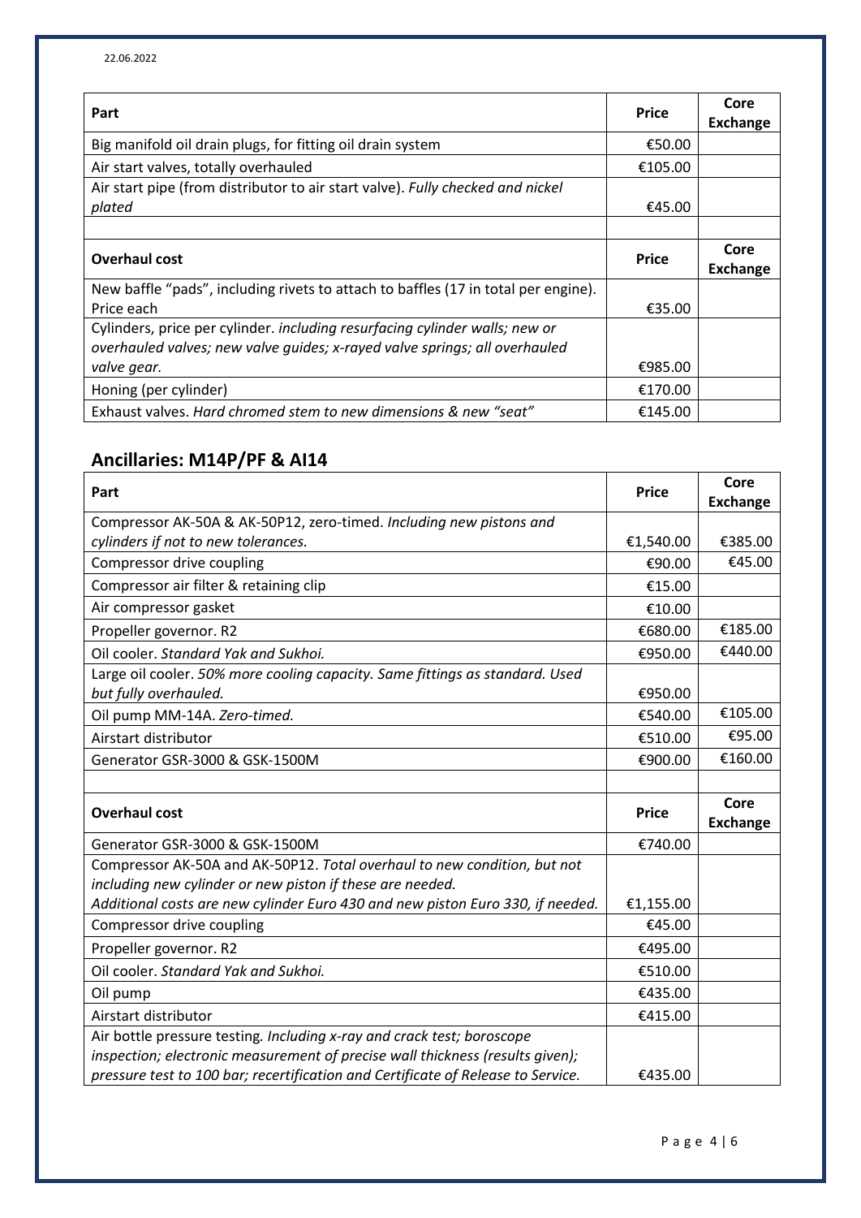22.06.2022

| Part | Price | Core Exchange |
| --- | --- | --- |
| Big manifold oil drain plugs, for fitting oil drain system | €50.00 | |
| Air start valves, totally overhauled | €105.00 | |
| Air start pipe (from distributor to air start valve). *Fully checked and nickel plated* | €45.00 | |
| | | |
| **Overhaul cost** | **Price** | **Core Exchange** |
| New baffle "pads", including rivets to attach to baffles (17 in total per engine). Price each | €35.00 | |
| Cylinders, price per cylinder. *including resurfacing cylinder walls; new or overhauled valves; new valve guides; x-rayed valve springs; all overhauled valve gear.* | €985.00 | |
| Honing (per cylinder) | €170.00 | |
| Exhaust valves. *Hard chromed stem to new dimensions & new "seat"* | €145.00 | |

## Ancillaries: M14P/PF & AI14

| Part | Price | Core Exchange |
| --- | --- | --- |
| Compressor AK-50A & AK-50P12, zero-timed. *Including new pistons and cylinders if not to new tolerances.* | €1,540.00 | €385.00 |
| Compressor drive coupling | €90.00 | €45.00 |
| Compressor air filter & retaining clip | €15.00 | |
| Air compressor gasket | €10.00 | |
| Propeller governor. R2 | €680.00 | €185.00 |
| Oil cooler. *Standard Yak and Sukhoi.* | €950.00 | €440.00 |
| Large oil cooler. *50% more cooling capacity. Same fittings as standard. Used but fully overhauled.* | €950.00 | |
| Oil pump MM-14A. *Zero-timed.* | €540.00 | €105.00 |
| Airstart distributor | €510.00 | €95.00 |
| Generator GSR-3000 & GSK-1500M | €900.00 | €160.00 |
| | | |
| **Overhaul cost** | **Price** | **Core Exchange** |
| Generator GSR-3000 & GSK-1500M | €740.00 | |
| Compressor AK-50A and AK-50P12. *Total overhaul to new condition, but not including new cylinder or new piston if these are needed. Additional costs are new cylinder Euro 430 and new piston Euro 330, if needed.* | €1,155.00 | |
| Compressor drive coupling | €45.00 | |
| Propeller governor. R2 | €495.00 | |
| Oil cooler. *Standard Yak and Sukhoi.* | €510.00 | |
| Oil pump | €435.00 | |
| Airstart distributor | €415.00 | |
| Air bottle pressure testing. *Including x-ray and crack test; boroscope inspection; electronic measurement of precise wall thickness (results given); pressure test to 100 bar; recertification and Certificate of Release to Service.* | €435.00 | |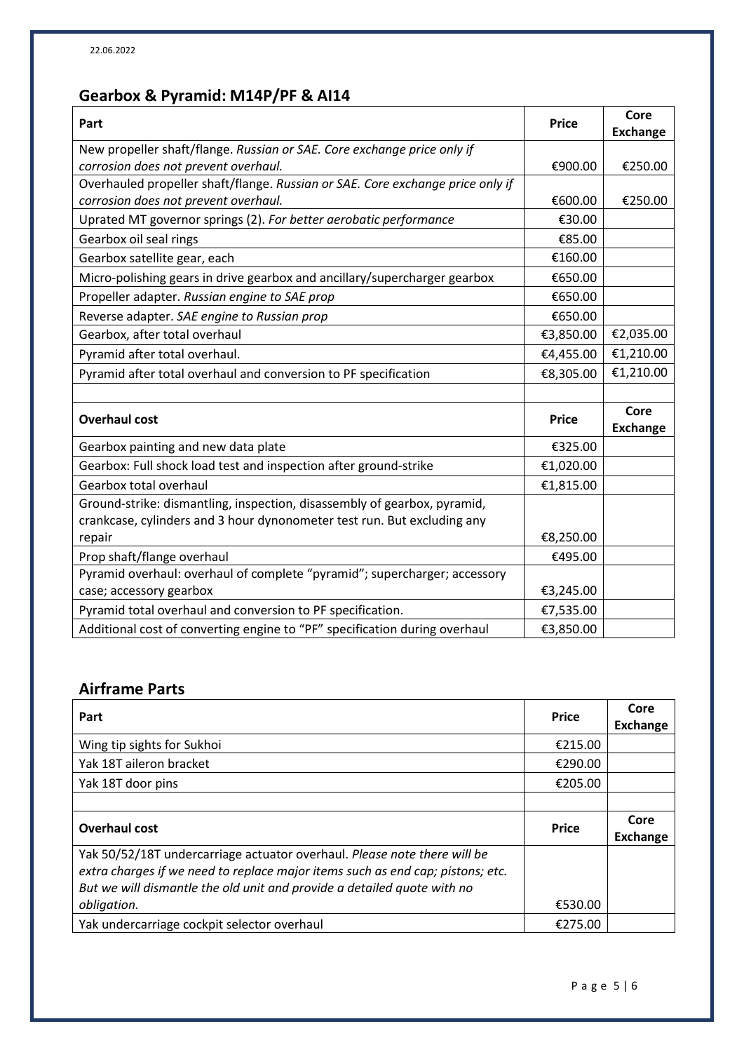22.06.2022

## Gearbox & Pyramid: M14P/PF & AI14

| Part | Price | Core Exchange |
|---|---|---|
| New propeller shaft/flange. *Russian or SAE. Core exchange price only if corrosion does not prevent overhaul.* | €900.00 | €250.00 |
| Overhauled propeller shaft/flange. *Russian or SAE. Core exchange price only if corrosion does not prevent overhaul.* | €600.00 | €250.00 |
| Uprated MT governor springs (2). *For better aerobatic performance* | €30.00 | |
| Gearbox oil seal rings | €85.00 | |
| Gearbox satellite gear, each | €160.00 | |
| Micro-polishing gears in drive gearbox and ancillary/supercharger gearbox | €650.00 | |
| Propeller adapter. *Russian engine to SAE prop* | €650.00 | |
| Reverse adapter. *SAE engine to Russian prop* | €650.00 | |
| Gearbox, after total overhaul | €3,850.00 | €2,035.00 |
| Pyramid after total overhaul. | €4,455.00 | €1,210.00 |
| Pyramid after total overhaul and conversion to PF specification | €8,305.00 | €1,210.00 |
| | | |
| **Overhaul cost** | **Price** | **Core Exchange** |
| Gearbox painting and new data plate | €325.00 | |
| Gearbox: Full shock load test and inspection after ground-strike | €1,020.00 | |
| Gearbox total overhaul | €1,815.00 | |
| Ground-strike: dismantling, inspection, disassembly of gearbox, pyramid, crankcase, cylinders and 3 hour dynonometer test run. But excluding any repair | €8,250.00 | |
| Prop shaft/flange overhaul | €495.00 | |
| Pyramid overhaul: overhaul of complete "pyramid"; supercharger; accessory case; accessory gearbox | €3,245.00 | |
| Pyramid total overhaul and conversion to PF specification. | €7,535.00 | |
| Additional cost of converting engine to "PF" specification during overhaul | €3,850.00 | |

## Airframe Parts

| Part | Price | Core Exchange |
|---|---|---|
| Wing tip sights for Sukhoi | €215.00 | |
| Yak 18T aileron bracket | €290.00 | |
| Yak 18T door pins | €205.00 | |
| | | |
| **Overhaul cost** | **Price** | **Core Exchange** |
| Yak 50/52/18T undercarriage actuator overhaul. *Please note there will be extra charges if we need to replace major items such as end cap; pistons; etc. But we will dismantle the old unit and provide a detailed quote with no obligation.* | €530.00 | |
| Yak undercarriage cockpit selector overhaul | €275.00 | |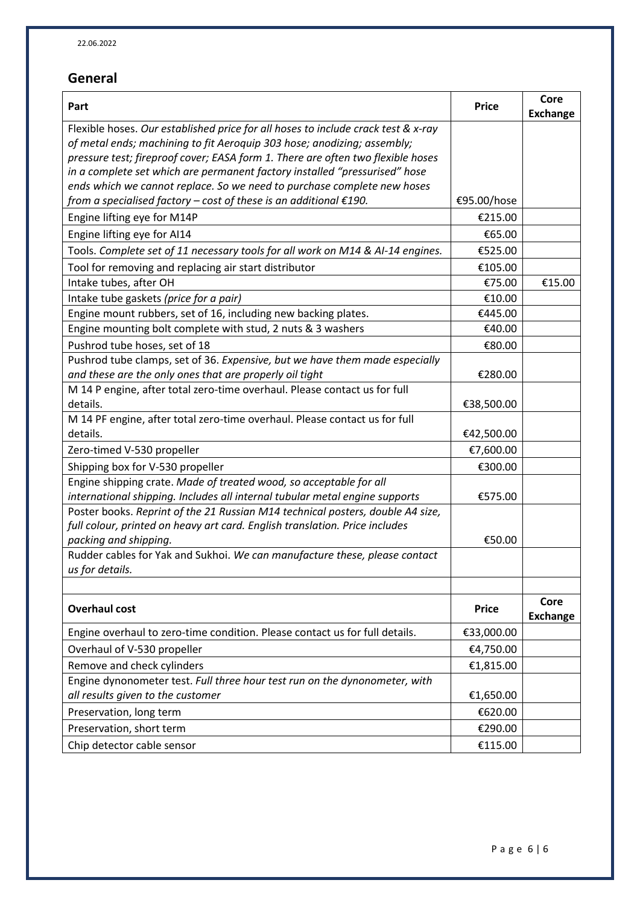## General

| Part | Price | Core Exchange |
|---|---|---|
| Flexible hoses. *Our established price for all hoses to include crack test & x-ray of metal ends; machining to fit Aeroquip 303 hose; anodizing; assembly; pressure test; fireproof cover; EASA form 1. There are often two flexible hoses in a complete set which are permanent factory installed "pressurised" hose ends which we cannot replace. So we need to purchase complete new hoses from a specialised factory – cost of these is an additional €190.* | €95.00/hose | |
| Engine lifting eye for M14P | €215.00 | |
| Engine lifting eye for AI14 | €65.00 | |
| Tools. *Complete set of 11 necessary tools for all work on M14 & AI-14 engines.* | €525.00 | |
| Tool for removing and replacing air start distributor | €105.00 | |
| Intake tubes, after OH | €75.00 | €15.00 |
| Intake tube gaskets *(price for a pair)* | €10.00 | |
| Engine mount rubbers, set of 16, including new backing plates. | €445.00 | |
| Engine mounting bolt complete with stud, 2 nuts & 3 washers | €40.00 | |
| Pushrod tube hoses, set of 18 | €80.00 | |
| Pushrod tube clamps, set of 36. *Expensive, but we have them made especially and these are the only ones that are properly oil tight* | €280.00 | |
| M 14 P engine, after total zero-time overhaul. Please contact us for full details. | €38,500.00 | |
| M 14 PF engine, after total zero-time overhaul. Please contact us for full details. | €42,500.00 | |
| Zero-timed V-530 propeller | €7,600.00 | |
| Shipping box for V-530 propeller | €300.00 | |
| Engine shipping crate. *Made of treated wood, so acceptable for all international shipping. Includes all internal tubular metal engine supports* | €575.00 | |
| Poster books. *Reprint of the 21 Russian M14 technical posters, double A4 size, full colour, printed on heavy art card. English translation. Price includes packing and shipping.* | €50.00 | |
| Rudder cables for Yak and Sukhoi. *We can manufacture these, please contact us for details.* | | |
| | | |
| **Overhaul cost** | **Price** | **Core Exchange** |
| Engine overhaul to zero-time condition. Please contact us for full details. | €33,000.00 | |
| Overhaul of V-530 propeller | €4,750.00 | |
| Remove and check cylinders | €1,815.00 | |
| Engine dynonometer test. *Full three hour test run on the dynonometer, with all results given to the customer* | €1,650.00 | |
| Preservation, long term | €620.00 | |
| Preservation, short term | €290.00 | |
| Chip detector cable sensor | €115.00 | |